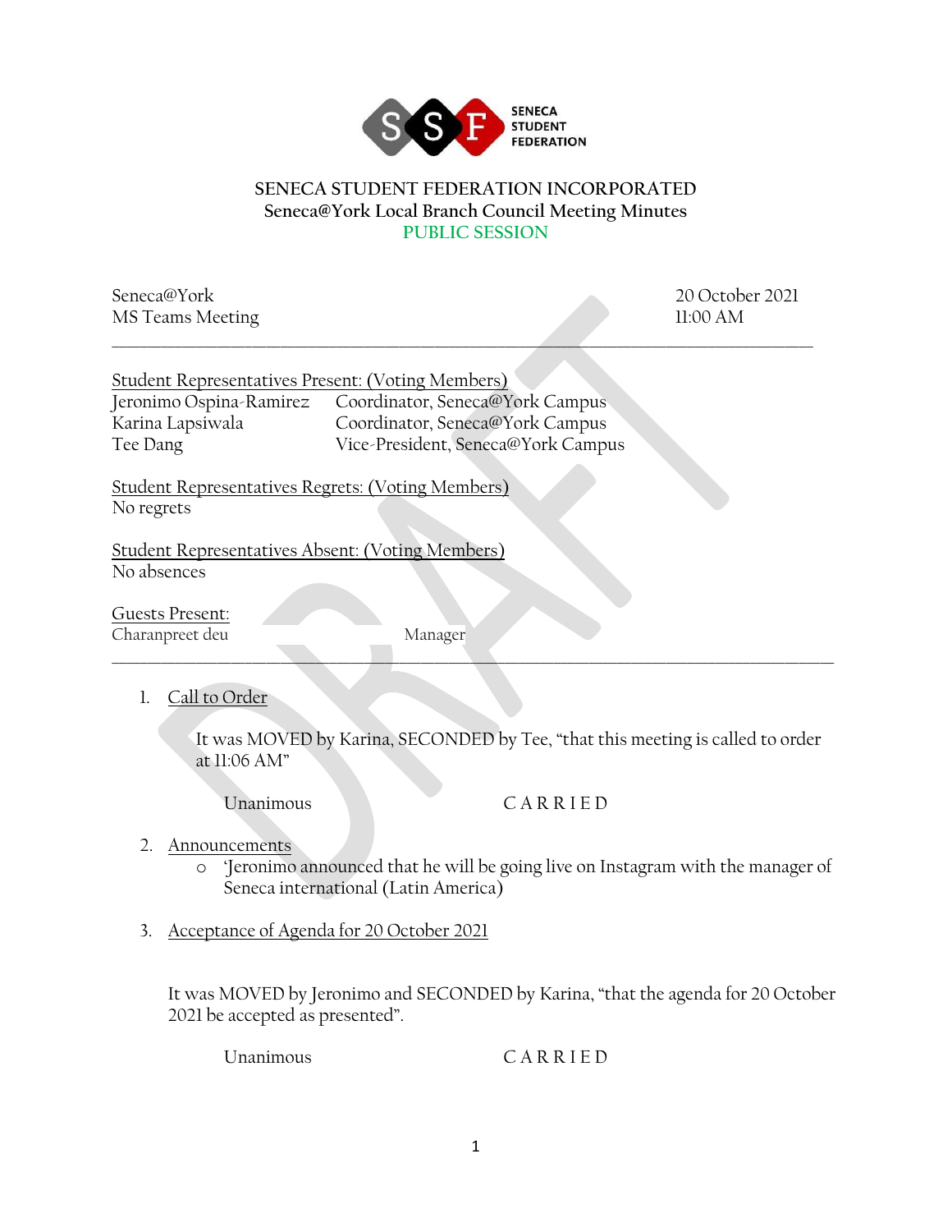SENECA STUDENT FEDERATION

# SENECA STUDENT FEDERATION INCORPORATED

## Seneca@York Local Branch Council Meeting Minutes

### PUBLIC SESSION

Seneca@York
MS Teams Meeting

20 October 2021
11:00 AM

---

Student Representatives Present: (Voting Members)

| | |
|---|---|
| Jeronimo Ospina-Ramirez | Coordinator, Seneca@York Campus |
| Karina Lapsiwala | Coordinator, Seneca@York Campus |
| Tee Dang | Vice-President, Seneca@York Campus |

Student Representatives Regrets: (Voting Members)
No regrets

Student Representatives Absent: (Voting Members)
No absences

Guests Present:

| | |
|---|---|
| Charanpreet deu | Manager |

---

1. Call to Order

   It was MOVED by Karina, SECONDED by Tee, "that this meeting is called to order at 11:06 AM"

   Unanimous CARRIED

2. Announcements
   - 'Jeronimo announced that he will be going live on Instagram with the manager of Seneca international (Latin America)

3. Acceptance of Agenda for 20 October 2021

   It was MOVED by Jeronimo and SECONDED by Karina, "that the agenda for 20 October 2021 be accepted as presented".

   Unanimous CARRIED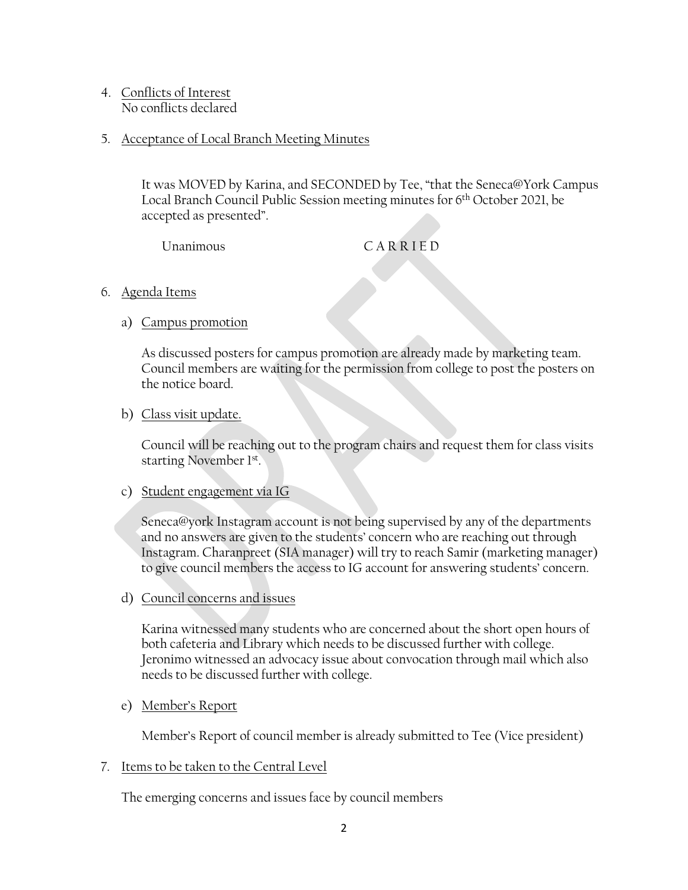4. Conflicts of Interest
   No conflicts declared

5. Acceptance of Local Branch Meeting Minutes

   It was MOVED by Karina, and SECONDED by Tee, "that the Seneca@York Campus Local Branch Council Public Session meeting minutes for 6th October 2021, be accepted as presented".

   Unanimous CARRIED

6. Agenda Items

   a) Campus promotion

   As discussed posters for campus promotion are already made by marketing team. Council members are waiting for the permission from college to post the posters on the notice board.

   b) Class visit update.

   Council will be reaching out to the program chairs and request them for class visits starting November 1st.

   c) Student engagement via IG

   Seneca@york Instagram account is not being supervised by any of the departments and no answers are given to the students' concern who are reaching out through Instagram. Charanpreet (SIA manager) will try to reach Samir (marketing manager) to give council members the access to IG account for answering students' concern.

   d) Council concerns and issues

   Karina witnessed many students who are concerned about the short open hours of both cafeteria and Library which needs to be discussed further with college. Jeronimo witnessed an advocacy issue about convocation through mail which also needs to be discussed further with college.

   e) Member's Report

   Member's Report of council member is already submitted to Tee (Vice president)

7. Items to be taken to the Central Level

   The emerging concerns and issues face by council members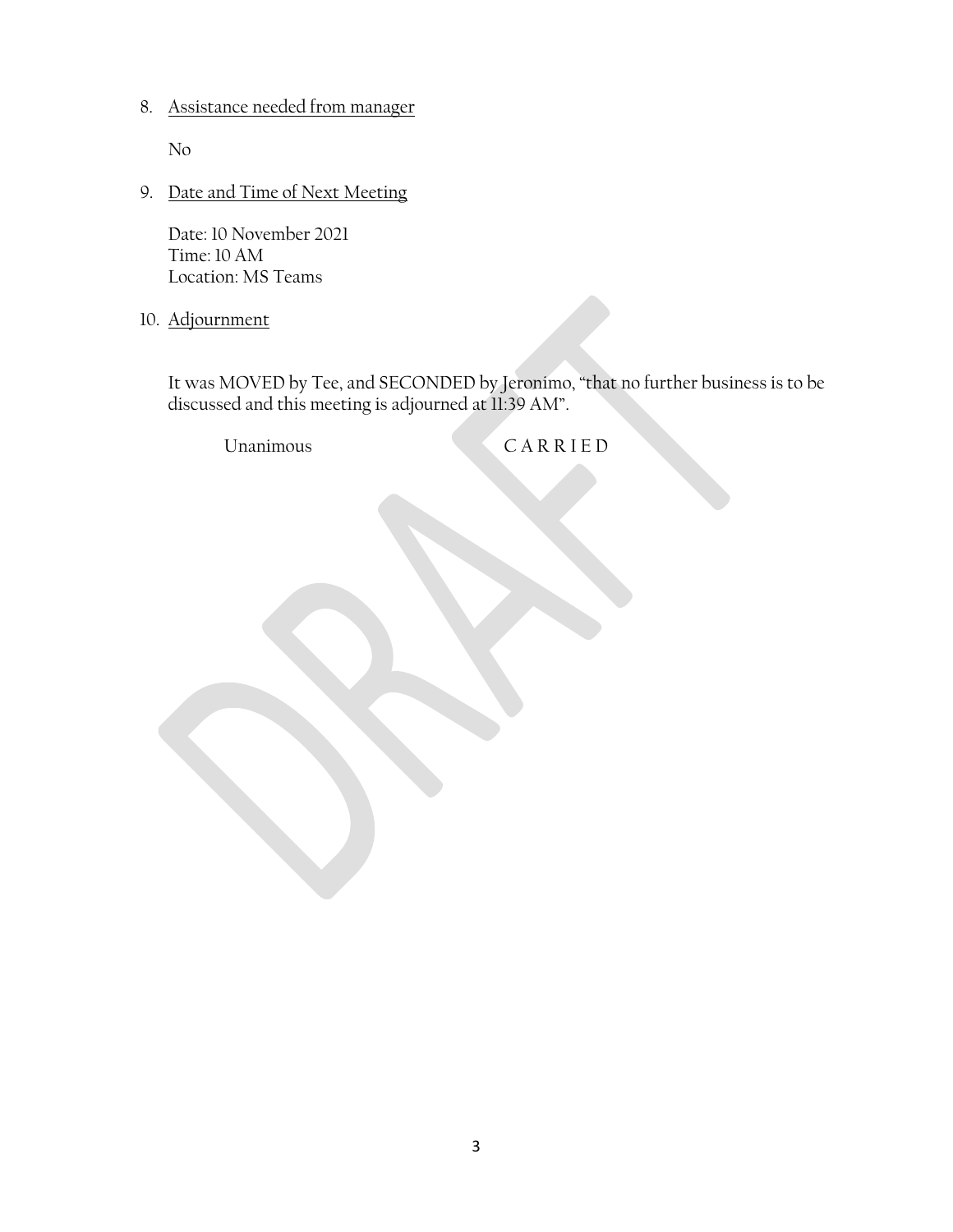8. Assistance needed from manager

   No

9. Date and Time of Next Meeting

   Date: 10 November 2021
   Time: 10 AM
   Location: MS Teams

10. Adjournment

    It was MOVED by Tee, and SECONDED by Jeronimo, "that no further business is to be discussed and this meeting is adjourned at 11:39 AM".

    Unanimous CARRIED